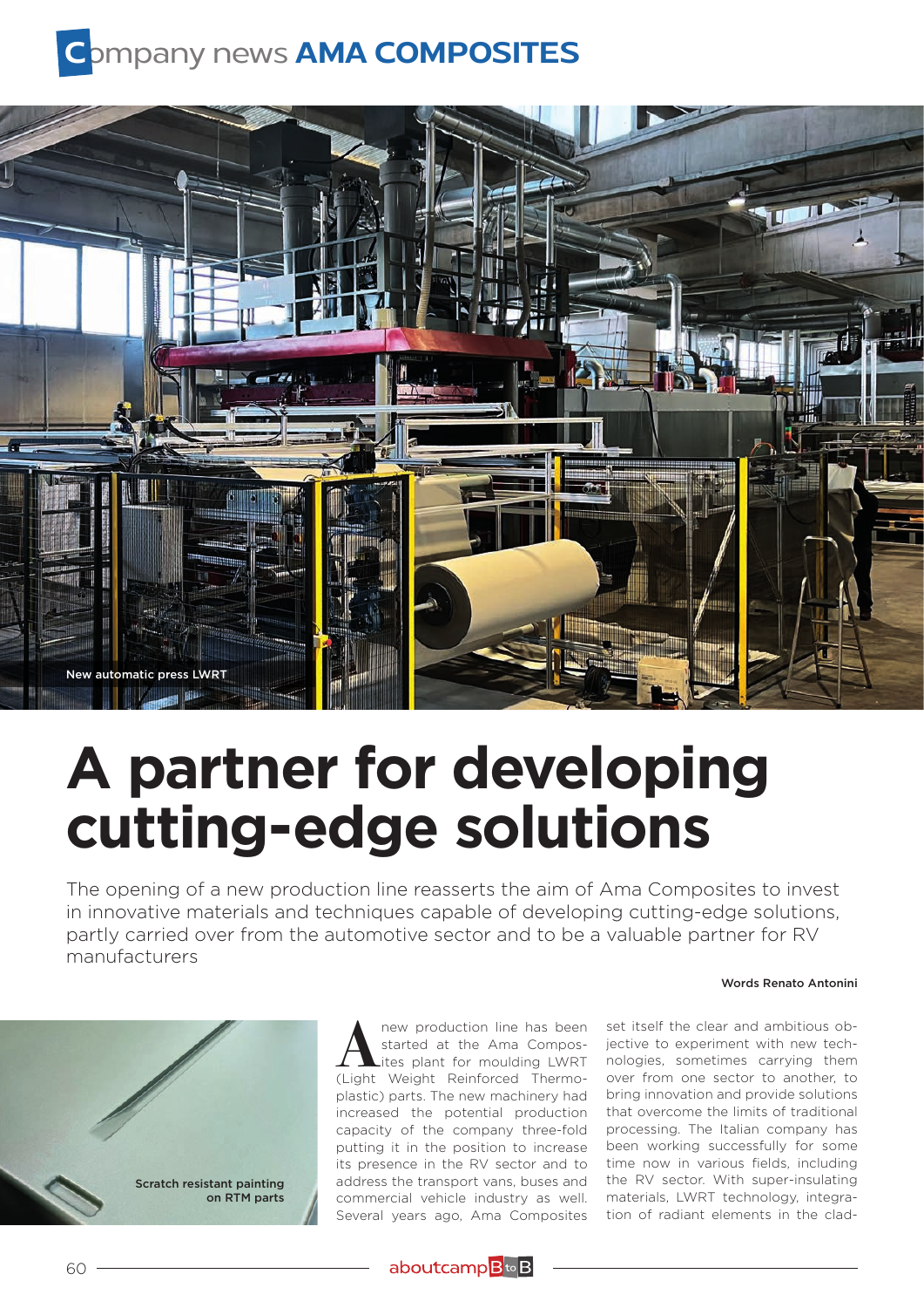# A partner for developing cutting-edge solutions

The opening of a new production line reasserts the aim of Ama Composites to invest in innovative materials and techniques capable of developing cutting-edge solutions, partly carried over from the automotive sector and to be a valuable partner for RV manufacturers

Words Renato Antonini

New automatic press LWRT

Scratch resistant painting on RTM parts

A new production line has been started at the Ama Composites plant for moulding LWRT (Light Weight Reinforced Thermoplastic) parts. The new machinery had increased the potential production capacity of the company three-fold putting it in the position to increase its presence in the RV sector and to address the transport vans, buses and commercial vehicle industry as well. Several years ago, Ama Composites set itself the clear and ambitious objective to experiment with new technologies, sometimes carrying them over from one sector to another, to bring innovation and provide solutions that overcome the limits of traditional processing. The Italian company has been working successfully for some time now in various fields, including the RV sector. With super-insulating materials, LWRT technology, integration of radiant elements in the clad-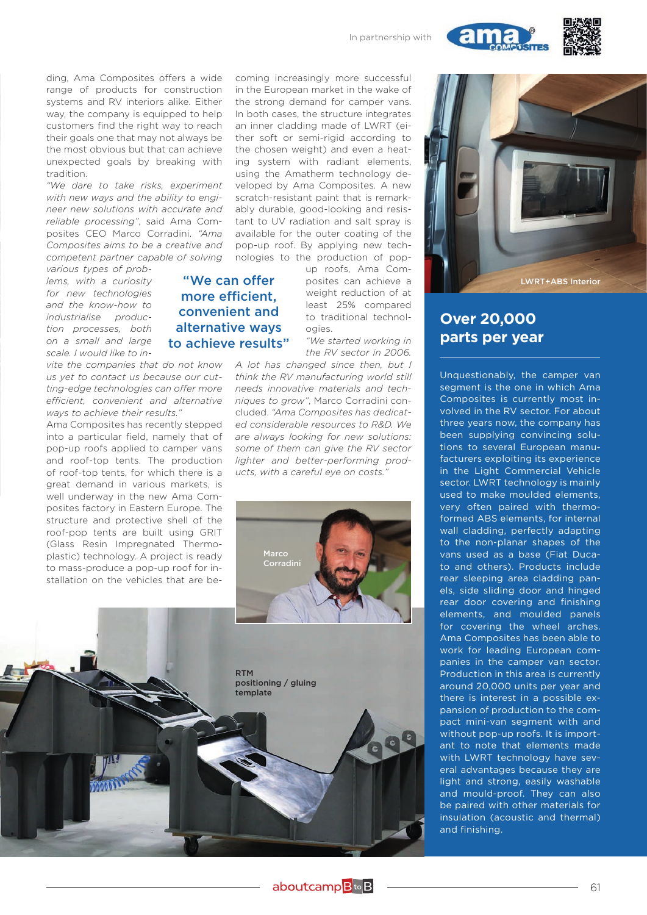ding, Ama Composites offers a wide range of products for construction systems and RV interiors alike. Either way, the company is equipped to help customers find the right way to reach their goals one that may not always be the most obvious but that can achieve unexpected goals by breaking with tradition.

*"We dare to take risks, experiment with new ways and the ability to engineer new solutions with accurate and reliable processing"*, said Ama Composites CEO Marco Corradini. *"Ama Composites aims to be a creative and competent partner capable of solving various types of problems, with a curiosity for new technologies and the know-how to industrialise production processes, both on a small and large scale. I would like to invite the companies that do not know us yet to contact us because our cutting-edge technologies can offer more efficient, convenient and alternative ways to achieve their results."*

Ama Composites has recently stepped into a particular field, namely that of pop-up roofs applied to camper vans and roof-top tents. The production of roof-top tents, for which there is a great demand in various markets, is well underway in the new Ama Composites factory in Eastern Europe. The structure and protective shell of the roof-top tents are built using GRIT (Glass Resin Impregnated Thermoplastic) technology. A project is ready to mass-produce a pop-up roof for installation on the vehicles that are becoming increasingly more successful in the European market in the wake of the strong demand for camper vans. In both cases, the structure integrates an inner cladding made of LWRT (either soft or semi-rigid according to the chosen weight) and even a heating system with radiant elements, using the Amatherm technology developed by Ama Composites. A new scratch-resistant paint that is remarkably durable, good-looking and resistant to UV radiation and salt spray is available for the outer coating of the pop-up roof. By applying new technologies to the production of pop-up roofs, Ama Composites can achieve a weight reduction of at least 25% compared to traditional technologies.

**"We can offer more efficient, convenient and alternative ways to achieve results"**

*"We started working in the RV sector in 2006. A lot has changed since then, but I think the RV manufacturing world still needs innovative materials and techniques to grow"*, Marco Corradini concluded. *"Ama Composites has dedicated considerable resources to R&D. We are always looking for new solutions: some of them can give the RV sector lighter and better-performing products, with a careful eye on costs."*

Marco Corradini

RTM positioning / gluing template

LWRT+ABS Interior

## Over 20,000 parts per year

Unquestionably, the camper van segment is the one in which Ama Composites is currently most involved in the RV sector. For about three years now, the company has been supplying convincing solutions to several European manufacturers exploiting its experience in the Light Commercial Vehicle sector. LWRT technology is mainly used to make moulded elements, very often paired with thermoformed ABS elements, for internal wall cladding, perfectly adapting to the non-planar shapes of the vans used as a base (Fiat Ducato and others). Products include rear sleeping area cladding panels, side sliding door and hinged rear door covering and finishing elements, and moulded panels for covering the wheel arches. Ama Composites has been able to work for leading European companies in the camper van sector. Production in this area is currently around 20,000 units per year and there is interest in a possible expansion of production to the compact mini-van segment with and without pop-up roofs. It is important to note that elements made with LWRT technology have several advantages because they are light and strong, easily washable and mould-proof. They can also be paired with other materials for insulation (acoustic and thermal) and finishing.